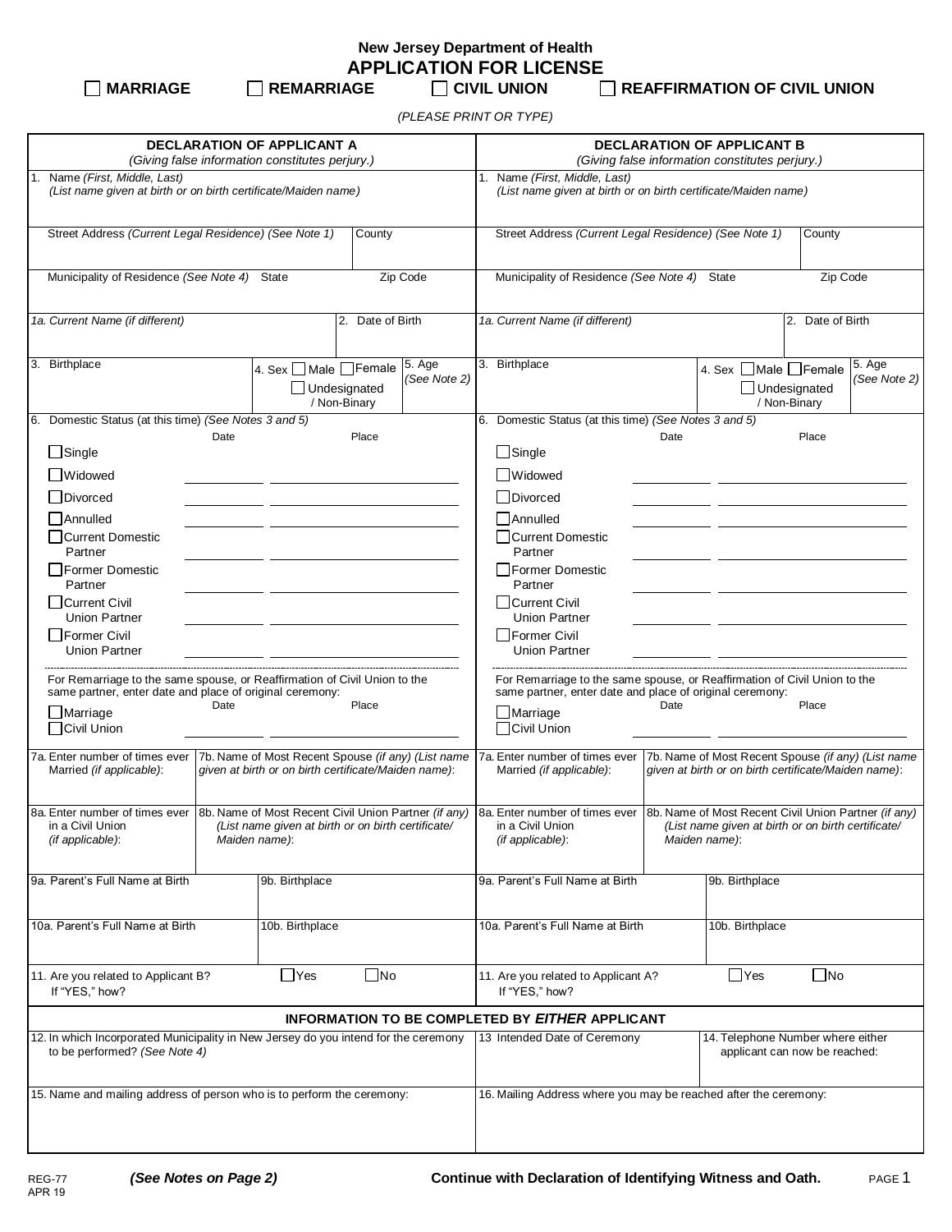New Jersey Department of Health

# APPLICATION FOR LICENSE

☐ **MARRIAGE** ☐ **REMARRIAGE** ☐ **CIVIL UNION** ☐ **REAFFIRMATION OF CIVIL UNION**

*(PLEASE PRINT OR TYPE)*

| **DECLARATION OF APPLICANT A** *(Giving false information constitutes perjury.)* | **DECLARATION OF APPLICANT B** *(Giving false information constitutes perjury.)* |
|---|---|
| 1. Name *(First, Middle, Last)* *(List name given at birth or on birth certificate/Maiden name)* | 1. Name *(First, Middle, Last)* *(List name given at birth or on birth certificate/Maiden name)* |
| Street Address *(Current Legal Residence) (See Note 1)* / County | Street Address *(Current Legal Residence) (See Note 1)* / County |
| Municipality of Residence *(See Note 4)* / State / Zip Code | Municipality of Residence *(See Note 4)* / State / Zip Code |
| *1a. Current Name (if different)* / 2. Date of Birth | *1a. Current Name (if different)* / 2. Date of Birth |
| 3. Birthplace / 4. Sex ☐ Male ☐ Female ☐ Undesignated / Non-Binary / 5. Age *(See Note 2)* | 3. Birthplace / 4. Sex ☐ Male ☐ Female ☐ Undesignated / Non-Binary / 5. Age *(See Note 2)* |

**6. Domestic Status (at this time)** *(See Notes 3 and 5)*

| Applicant A | Date | Place | Applicant B | Date | Place |
|---|---|---|---|---|---|
| ☐ Single | | | ☐ Single | | |
| ☐ Widowed | | | ☐ Widowed | | |
| ☐ Divorced | | | ☐ Divorced | | |
| ☐ Annulled | | | ☐ Annulled | | |
| ☐ Current Domestic Partner | | | ☐ Current Domestic Partner | | |
| ☐ Former Domestic Partner | | | ☐ Former Domestic Partner | | |
| ☐ Current Civil Union Partner | | | ☐ Current Civil Union Partner | | |
| ☐ Former Civil Union Partner | | | ☐ Former Civil Union Partner | | |

For Remarriage to the same spouse, or Reaffirmation of Civil Union to the same partner, enter date and place of original ceremony:

| Applicant A | Date | Place | Applicant B | Date | Place |
|---|---|---|---|---|---|
| ☐ Marriage | | | ☐ Marriage | | |
| ☐ Civil Union | | | ☐ Civil Union | | |

| Applicant A | | Applicant B | |
|---|---|---|---|
| 7a. Enter number of times ever Married *(if applicable)*: | 7b. Name of Most Recent Spouse *(if any) (List name given at birth or on birth certificate/Maiden name)*: | 7a. Enter number of times ever Married *(if applicable)*: | 7b. Name of Most Recent Spouse *(if any) (List name given at birth or on birth certificate/Maiden name)*: |
| 8a. Enter number of times ever in a Civil Union *(if applicable)*: | 8b. Name of Most Recent Civil Union Partner *(if any) (List name given at birth or on birth certificate/ Maiden name)*: | 8a. Enter number of times ever in a Civil Union *(if applicable)*: | 8b. Name of Most Recent Civil Union Partner *(if any) (List name given at birth or on birth certificate/ Maiden name)*: |
| 9a. Parent's Full Name at Birth | 9b. Birthplace | 9a. Parent's Full Name at Birth | 9b. Birthplace |
| 10a. Parent's Full Name at Birth | 10b. Birthplace | 10a. Parent's Full Name at Birth | 10b. Birthplace |
| 11. Are you related to Applicant B? ☐ Yes ☐ No If "YES," how? | | 11. Are you related to Applicant A? ☐ Yes ☐ No If "YES," how? | |

**INFORMATION TO BE COMPLETED BY *EITHER* APPLICANT**

| | | |
|---|---|---|
| 12. In which Incorporated Municipality in New Jersey do you intend for the ceremony to be performed? *(See Note 4)* | 13 Intended Date of Ceremony | 14. Telephone Number where either applicant can now be reached: |
| 15. Name and mailing address of person who is to perform the ceremony: | 16. Mailing Address where you may be reached after the ceremony: | |

REG-77
APR 19

***(See Notes on Page 2)***

**Continue with Declaration of Identifying Witness and Oath.**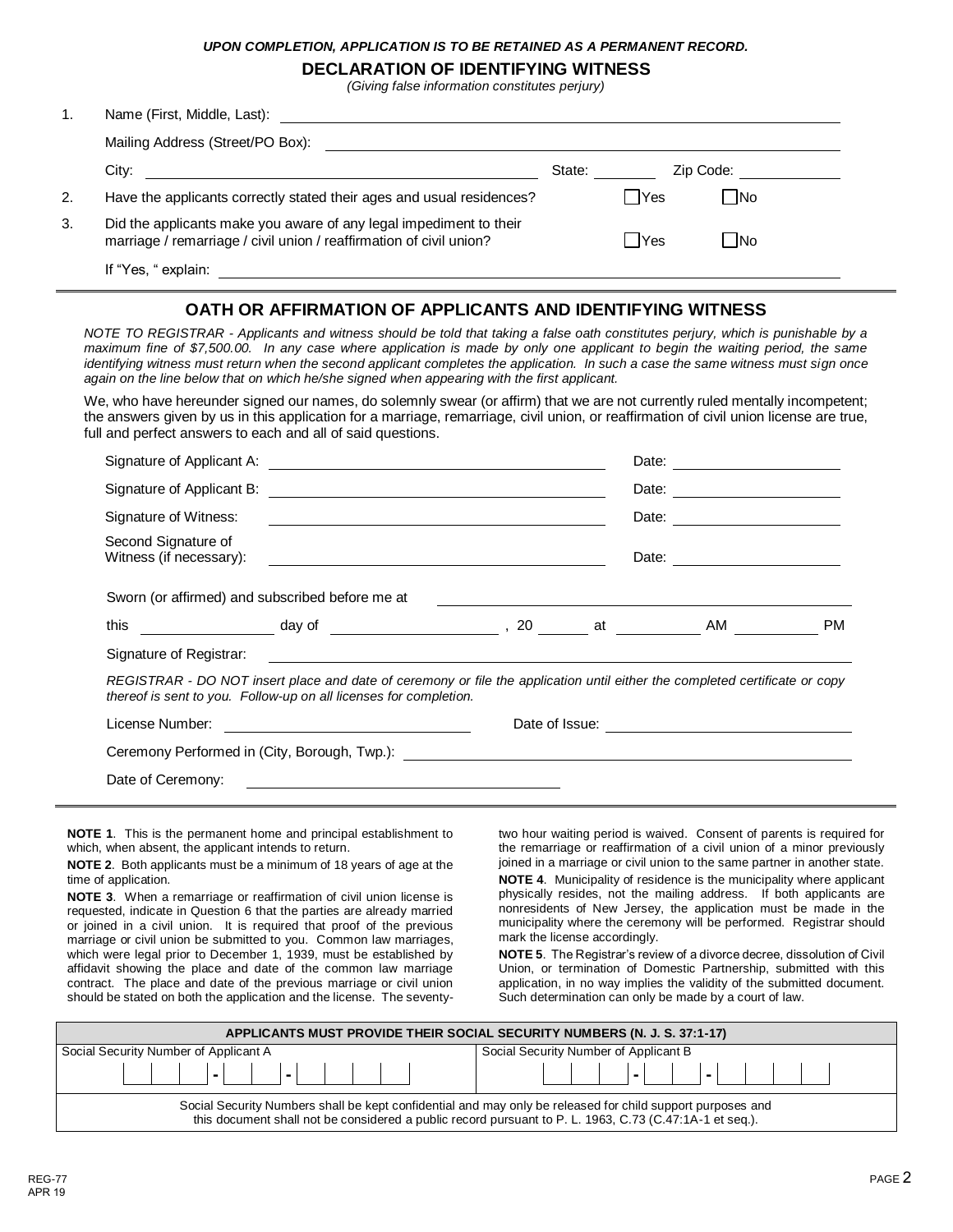***UPON COMPLETION, APPLICATION IS TO BE RETAINED AS A PERMANENT RECORD.***

## DECLARATION OF IDENTIFYING WITNESS

*(Giving false information constitutes perjury)*

1. Name (First, Middle, Last): \_\_\_\_\_\_\_\_\_\_\_\_\_\_\_\_\_\_\_\_

   Mailing Address (Street/PO Box): \_\_\_\_\_\_\_\_\_\_\_\_\_\_\_\_\_\_\_\_

   City: \_\_\_\_\_\_\_\_\_\_\_\_\_\_\_\_\_\_\_\_ State: \_\_\_\_\_\_\_\_ Zip Code: \_\_\_\_\_\_\_\_

2. Have the applicants correctly stated their ages and usual residences? ☐ Yes ☐ No

3. Did the applicants make you aware of any legal impediment to their marriage / remarriage / civil union / reaffirmation of civil union? ☐ Yes ☐ No

   If "Yes, " explain: \_\_\_\_\_\_\_\_\_\_\_\_\_\_\_\_\_\_\_\_

## OATH OR AFFIRMATION OF APPLICANTS AND IDENTIFYING WITNESS

*NOTE TO REGISTRAR - Applicants and witness should be told that taking a false oath constitutes perjury, which is punishable by a maximum fine of $7,500.00. In any case where application is made by only one applicant to begin the waiting period, the same identifying witness must return when the second applicant completes the application. In such a case the same witness must sign once again on the line below that on which he/she signed when appearing with the first applicant.*

We, who have hereunder signed our names, do solemnly swear (or affirm) that we are not currently ruled mentally incompetent; the answers given by us in this application for a marriage, remarriage, civil union, or reaffirmation of civil union license are true, full and perfect answers to each and all of said questions.

Signature of Applicant A: \_\_\_\_\_\_\_\_\_\_\_\_\_\_\_\_\_\_\_\_ Date: \_\_\_\_\_\_\_\_\_\_

Signature of Applicant B: \_\_\_\_\_\_\_\_\_\_\_\_\_\_\_\_\_\_\_\_ Date: \_\_\_\_\_\_\_\_\_\_

Signature of Witness: \_\_\_\_\_\_\_\_\_\_\_\_\_\_\_\_\_\_\_\_ Date: \_\_\_\_\_\_\_\_\_\_

Second Signature of Witness (if necessary): \_\_\_\_\_\_\_\_\_\_\_\_\_\_\_\_\_\_\_\_ Date: \_\_\_\_\_\_\_\_\_\_

Sworn (or affirmed) and subscribed before me at \_\_\_\_\_\_\_\_\_\_\_\_\_\_\_\_\_\_\_\_

this \_\_\_\_\_\_\_\_ day of \_\_\_\_\_\_\_\_\_\_, 20 \_\_\_\_ at \_\_\_\_\_\_ AM \_\_\_\_\_\_ PM

Signature of Registrar: \_\_\_\_\_\_\_\_\_\_\_\_\_\_\_\_\_\_\_\_

*REGISTRAR - DO NOT insert place and date of ceremony or file the application until either the completed certificate or copy thereof is sent to you. Follow-up on all licenses for completion.*

License Number: \_\_\_\_\_\_\_\_\_\_\_\_\_\_\_\_ Date of Issue: \_\_\_\_\_\_\_\_\_\_\_\_\_\_\_\_

Ceremony Performed in (City, Borough, Twp.): \_\_\_\_\_\_\_\_\_\_\_\_\_\_\_\_\_\_\_\_

Date of Ceremony: \_\_\_\_\_\_\_\_\_\_\_\_\_\_\_\_\_\_\_\_

**NOTE 1**. This is the permanent home and principal establishment to which, when absent, the applicant intends to return.

**NOTE 2**. Both applicants must be a minimum of 18 years of age at the time of application.

**NOTE 3**. When a remarriage or reaffirmation of civil union license is requested, indicate in Question 6 that the parties are already married or joined in a civil union. It is required that proof of the previous marriage or civil union be submitted to you. Common law marriages, which were legal prior to December 1, 1939, must be established by affidavit showing the place and date of the common law marriage contract. The place and date of the previous marriage or civil union should be stated on both the application and the license. The seventy-two hour waiting period is waived. Consent of parents is required for the remarriage or reaffirmation of a civil union of a minor previously joined in a marriage or civil union to the same partner in another state.

**NOTE 4**. Municipality of residence is the municipality where applicant physically resides, not the mailing address. If both applicants are nonresidents of New Jersey, the application must be made in the municipality where the ceremony will be performed. Registrar should mark the license accordingly.

**NOTE 5**. The Registrar's review of a divorce decree, dissolution of Civil Union, or termination of Domestic Partnership, submitted with this application, in no way implies the validity of the submitted document. Such determination can only be made by a court of law.

| APPLICANTS MUST PROVIDE THEIR SOCIAL SECURITY NUMBERS (N. J. S. 37:1-17) | |
|---|---|
| Social Security Number of Applicant A<br>\_\_\_ - \_\_ - \_\_\_\_ | Social Security Number of Applicant B<br>\_\_\_ - \_\_ - \_\_\_\_ |
| Social Security Numbers shall be kept confidential and may only be released for child support purposes and this document shall not be considered a public record pursuant to P. L. 1963, C.73 (C.47:1A-1 et seq.). | |

REG-77
APR 19